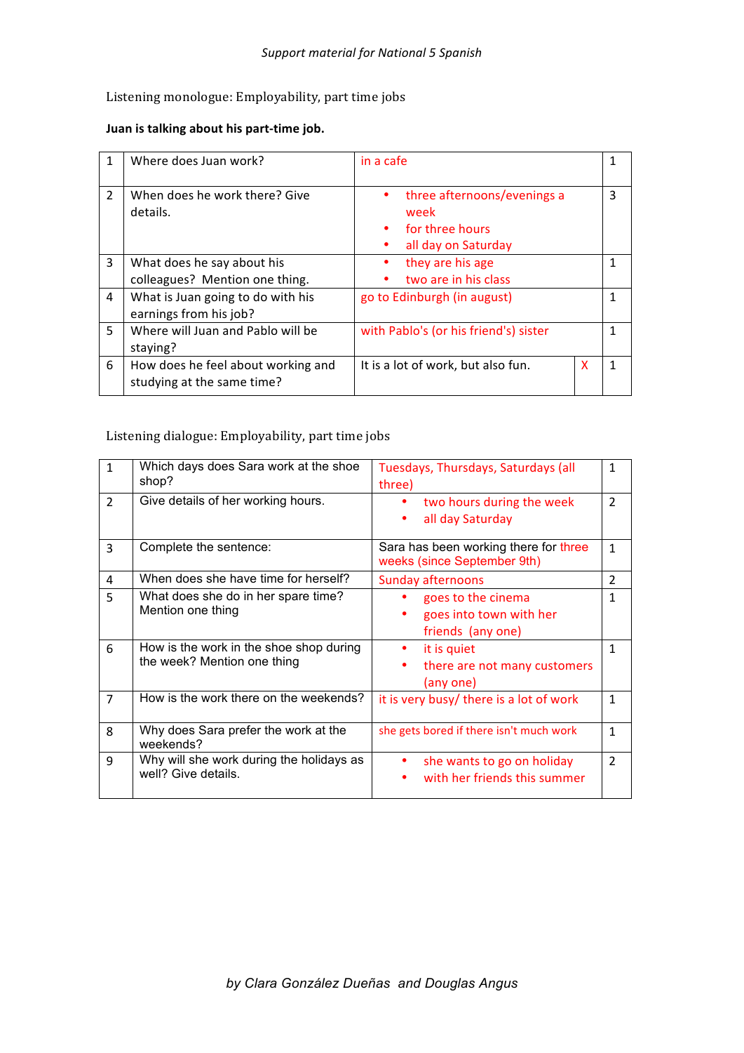Listening monologue: Employability, part time jobs

**Juan is talking about his part-time job.**

| | | | |
|---|---|---|---|
| 1 | Where does Juan work? | in a cafe | 1 |
| 2 | When does he work there? Give details. | • three afternoons/evenings a week<br>• for three hours<br>• all day on Saturday | 3 |
| 3 | What does he say about his colleagues? Mention one thing. | • they are his age<br>• two are in his class | 1 |
| 4 | What is Juan going to do with his earnings from his job? | go to Edinburgh (in august) | 1 |
| 5 | Where will Juan and Pablo will be staying? | with Pablo's (or his friend's) sister | 1 |
| 6 | How does he feel about working and studying at the same time? | It is a lot of work, but also fun. X | 1 |

Listening dialogue: Employability, part time jobs

| | | | |
|---|---|---|---|
| 1 | Which days does Sara work at the shoe shop? | Tuesdays, Thursdays, Saturdays (all three) | 1 |
| 2 | Give details of her working hours. | • two hours during the week<br>• all day Saturday | 2 |
| 3 | Complete the sentence: | Sara has been working there for three weeks (since September 9th) | 1 |
| 4 | When does she have time for herself? | Sunday afternoons | 2 |
| 5 | What does she do in her spare time? Mention one thing | • goes to the cinema<br>• goes into town with her friends (any one) | 1 |
| 6 | How is the work in the shoe shop during the week? Mention one thing | • it is quiet<br>• there are not many customers (any one) | 1 |
| 7 | How is the work there on the weekends? | it is very busy/ there is a lot of work | 1 |
| 8 | Why does Sara prefer the work at the weekends? | she gets bored if there isn't much work | 1 |
| 9 | Why will she work during the holidays as well? Give details. | • she wants to go on holiday<br>• with her friends this summer | 2 |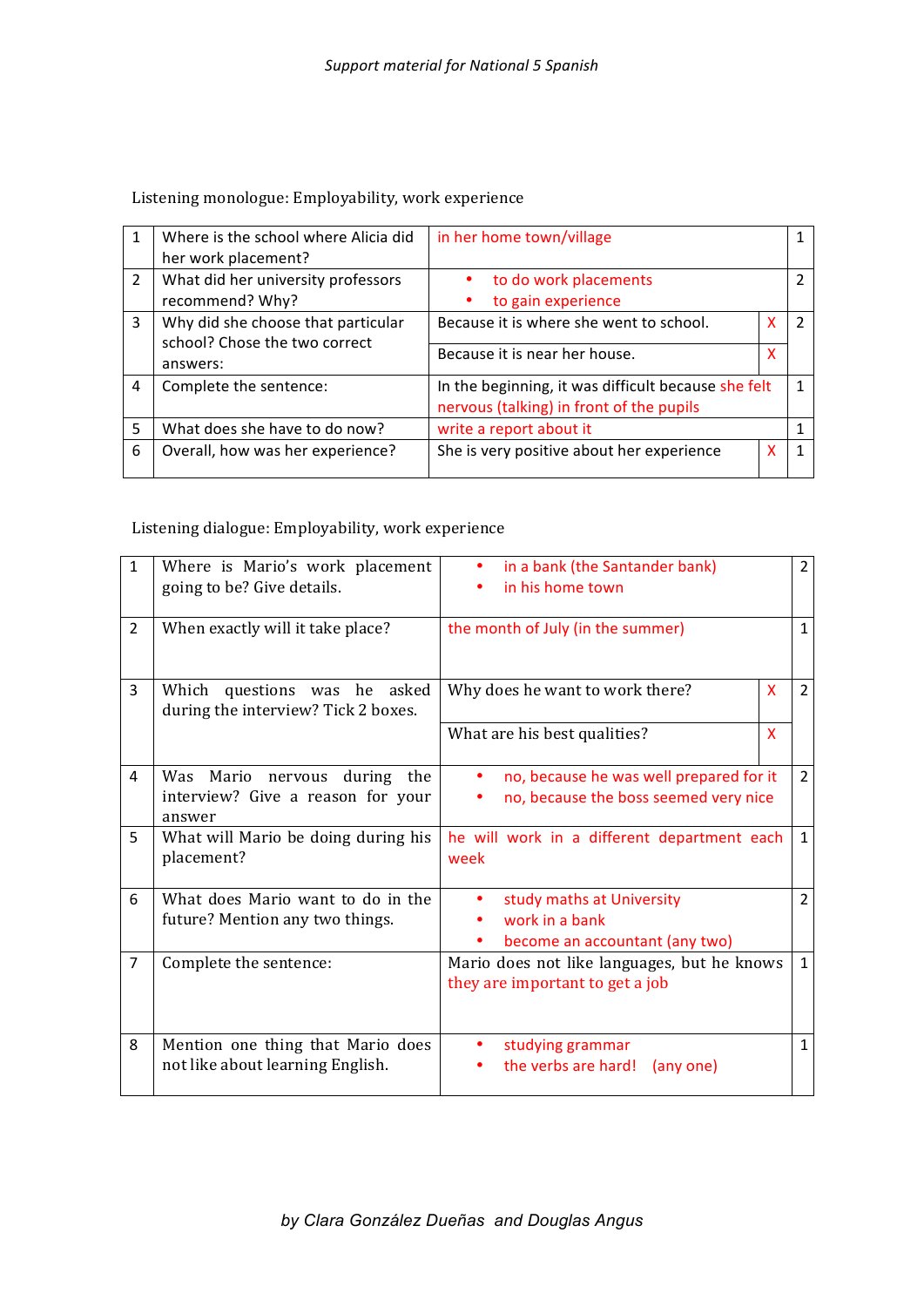Listening monologue: Employability, work experience

| | | | | |
|---|---|---|---|---|
| 1 | Where is the school where Alicia did her work placement? | in her home town/village | | 1 |
| 2 | What did her university professors recommend? Why? | • to do work placements<br>• to gain experience | | 2 |
| 3 | Why did she choose that particular school? Chose the two correct answers: | Because it is where she went to school. | X | 2 |
| | | Because it is near her house. | X | |
| 4 | Complete the sentence: | In the beginning, it was difficult because she felt nervous (talking) in front of the pupils | | 1 |
| 5 | What does she have to do now? | write a report about it | | 1 |
| 6 | Overall, how was her experience? | She is very positive about her experience | X | 1 |

Listening dialogue: Employability, work experience

| | | | | |
|---|---|---|---|---|
| 1 | Where is Mario's work placement going to be? Give details. | • in a bank (the Santander bank)<br>• in his home town | | 2 |
| 2 | When exactly will it take place? | the month of July (in the summer) | | 1 |
| 3 | Which questions was he asked during the interview? Tick 2 boxes. | Why does he want to work there? | X | 2 |
| | | What are his best qualities? | X | |
| 4 | Was Mario nervous during the interview? Give a reason for your answer | • no, because he was well prepared for it<br>• no, because the boss seemed very nice | | 2 |
| 5 | What will Mario be doing during his placement? | he will work in a different department each week | | 1 |
| 6 | What does Mario want to do in the future? Mention any two things. | • study maths at University<br>• work in a bank<br>• become an accountant (any two) | | 2 |
| 7 | Complete the sentence: | Mario does not like languages, but he knows they are important to get a job | | 1 |
| 8 | Mention one thing that Mario does not like about learning English. | • studying grammar<br>• the verbs are hard! (any one) | | 1 |

*by Clara González Dueñas and Douglas Angus*